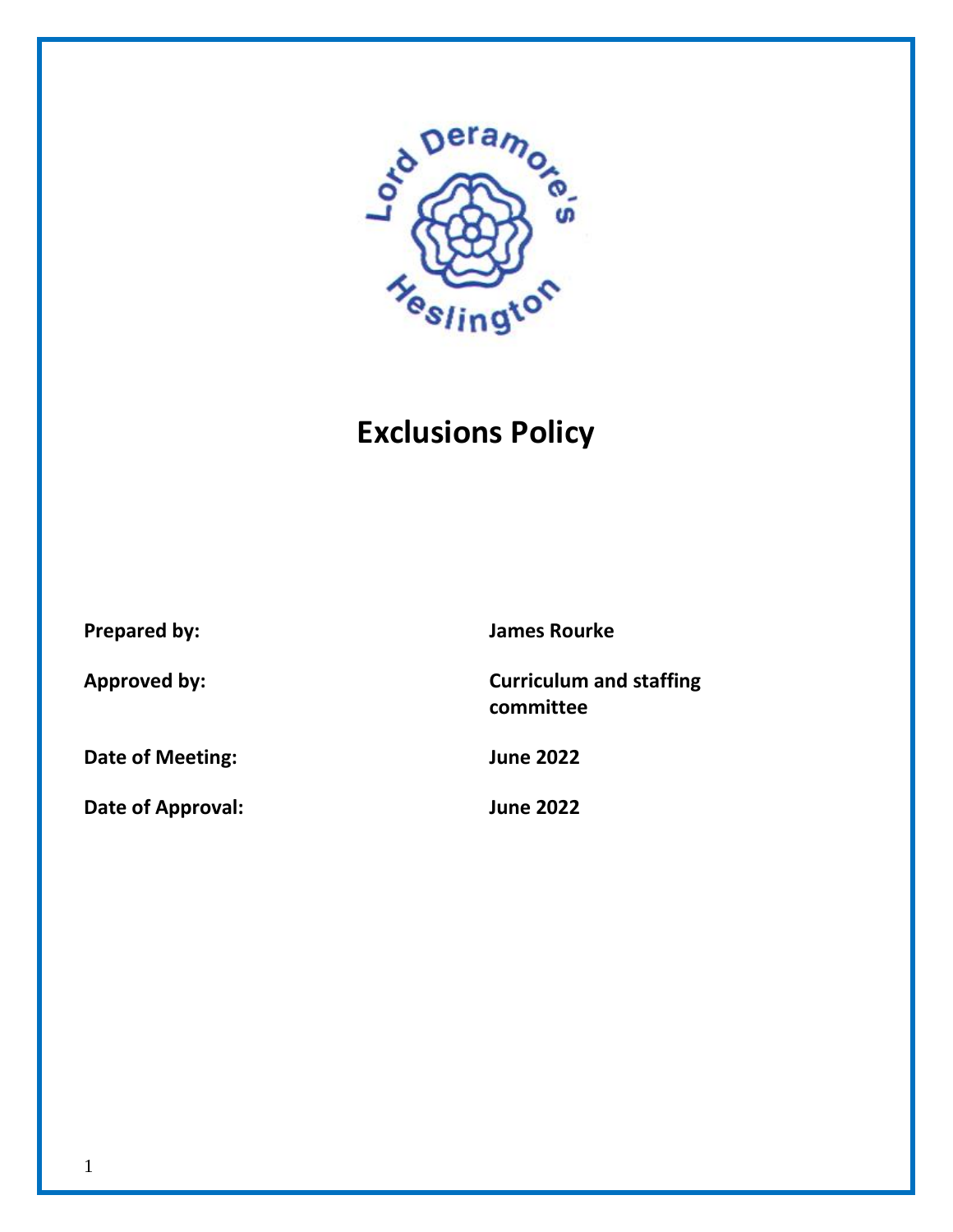# Exclusions Policy

| | |
|---|---|
| **Prepared by:** | **James Rourke** |
| **Approved by:** | **Curriculum and staffing committee** |
| **Date of Meeting:** | **June 2022** |
| **Date of Approval:** | **June 2022** |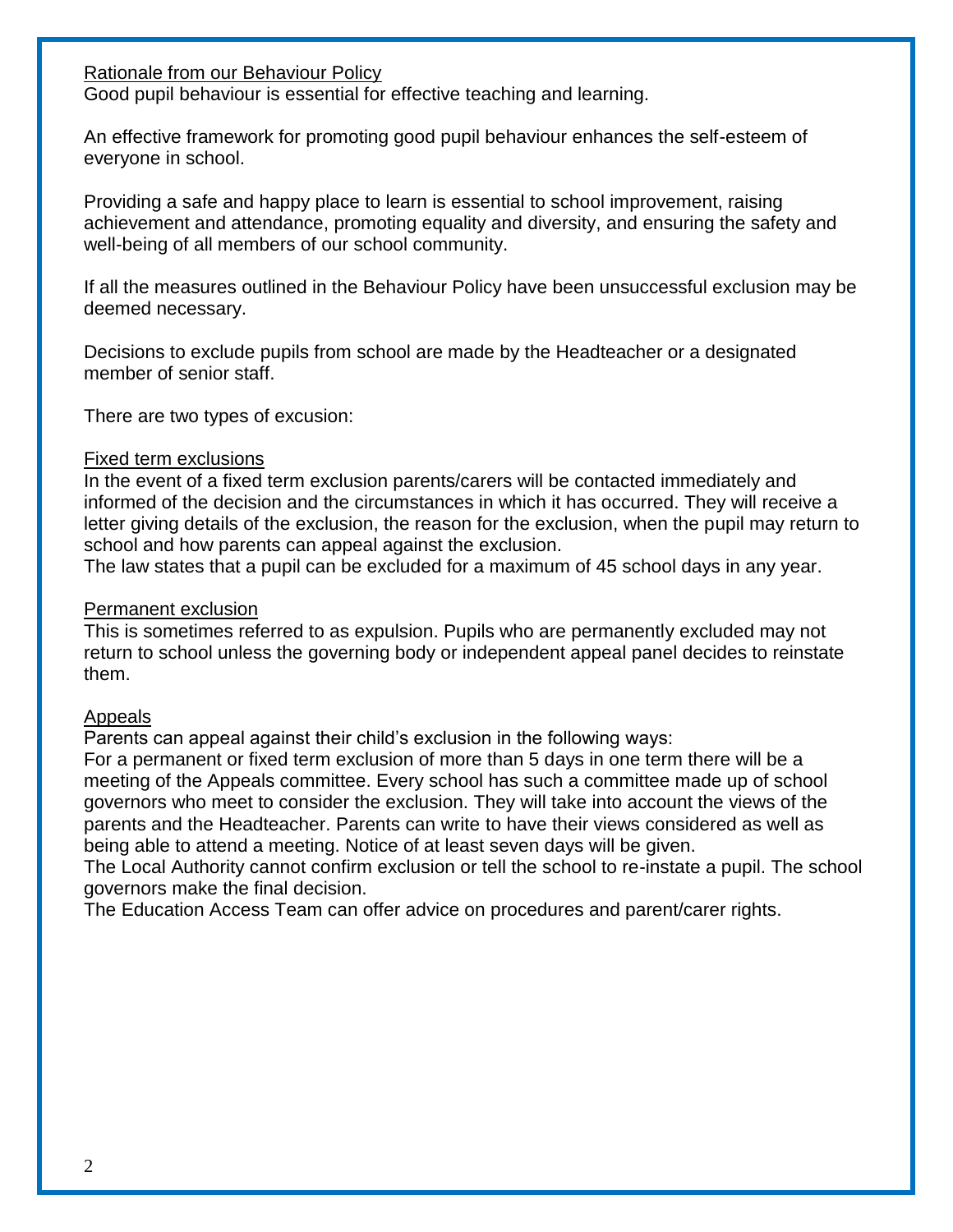## Rationale from our Behaviour Policy

Good pupil behaviour is essential for effective teaching and learning.

An effective framework for promoting good pupil behaviour enhances the self-esteem of everyone in school.

Providing a safe and happy place to learn is essential to school improvement, raising achievement and attendance, promoting equality and diversity, and ensuring the safety and well-being of all members of our school community.

If all the measures outlined in the Behaviour Policy have been unsuccessful exclusion may be deemed necessary.

Decisions to exclude pupils from school are made by the Headteacher or a designated member of senior staff.

There are two types of excusion:

## Fixed term exclusions

In the event of a fixed term exclusion parents/carers will be contacted immediately and informed of the decision and the circumstances in which it has occurred. They will receive a letter giving details of the exclusion, the reason for the exclusion, when the pupil may return to school and how parents can appeal against the exclusion.
The law states that a pupil can be excluded for a maximum of 45 school days in any year.

## Permanent exclusion

This is sometimes referred to as expulsion. Pupils who are permanently excluded may not return to school unless the governing body or independent appeal panel decides to reinstate them.

## Appeals

Parents can appeal against their child's exclusion in the following ways:
For a permanent or fixed term exclusion of more than 5 days in one term there will be a meeting of the Appeals committee. Every school has such a committee made up of school governors who meet to consider the exclusion. They will take into account the views of the parents and the Headteacher. Parents can write to have their views considered as well as being able to attend a meeting. Notice of at least seven days will be given.
The Local Authority cannot confirm exclusion or tell the school to re-instate a pupil. The school governors make the final decision.
The Education Access Team can offer advice on procedures and parent/carer rights.